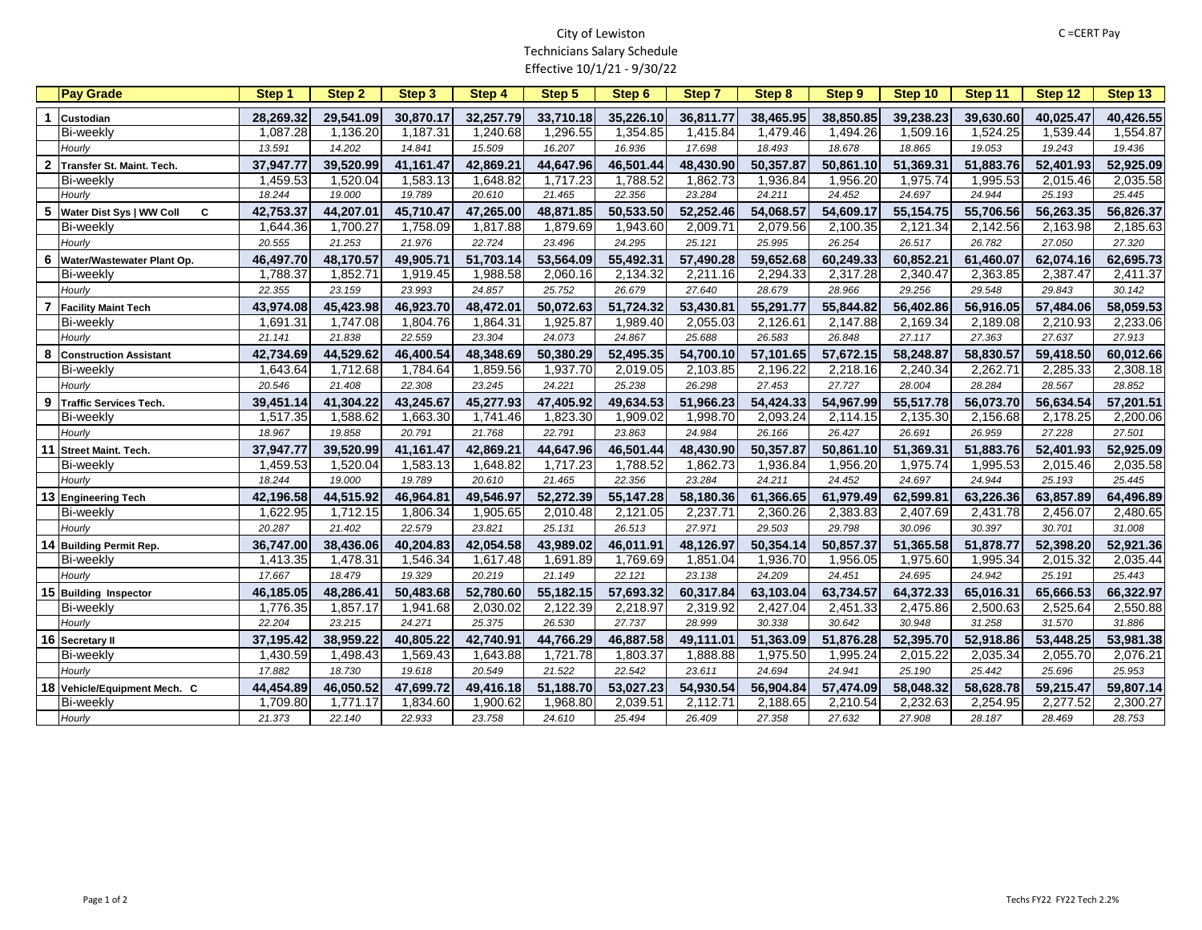City of Lewiston
Technicians Salary Schedule
Effective 10/1/21 - 9/30/22

C =CERT Pay

| | Pay Grade | Step 1 | Step 2 | Step 3 | Step 4 | Step 5 | Step 6 | Step 7 | Step 8 | Step 9 | Step 10 | Step 11 | Step 12 | Step 13 |
|---|---|---|---|---|---|---|---|---|---|---|---|---|---|---|
| 1 | **Custodian** | **28,269.32** | **29,541.09** | **30,870.17** | **32,257.79** | **33,710.18** | **35,226.10** | **36,811.77** | **38,465.95** | **38,850.85** | **39,238.23** | **39,630.60** | **40,025.47** | **40,426.55** |
| | Bi-weekly | 1,087.28 | 1,136.20 | 1,187.31 | 1,240.68 | 1,296.55 | 1,354.85 | 1,415.84 | 1,479.46 | 1,494.26 | 1,509.16 | 1,524.25 | 1,539.44 | 1,554.87 |
| | *Hourly* | *13.591* | *14.202* | *14.841* | *15.509* | *16.207* | *16.936* | *17.698* | *18.493* | *18.678* | *18.865* | *19.053* | *19.243* | *19.436* |
| 2 | **Transfer St. Maint. Tech.** | **37,947.77** | **39,520.99** | **41,161.47** | **42,869.21** | **44,647.96** | **46,501.44** | **48,430.90** | **50,357.87** | **50,861.10** | **51,369.31** | **51,883.76** | **52,401.93** | **52,925.09** |
| | Bi-weekly | 1,459.53 | 1,520.04 | 1,583.13 | 1,648.82 | 1,717.23 | 1,788.52 | 1,862.73 | 1,936.84 | 1,956.20 | 1,975.74 | 1,995.53 | 2,015.46 | 2,035.58 |
| | *Hourly* | *18.244* | *19.000* | *19.789* | *20.610* | *21.465* | *22.356* | *23.284* | *24.211* | *24.452* | *24.697* | *24.944* | *25.193* | *25.445* |
| 5 | **Water Dist Sys \| WW Coll C** | **42,753.37** | **44,207.01** | **45,710.47** | **47,265.00** | **48,871.85** | **50,533.50** | **52,252.46** | **54,068.57** | **54,609.17** | **55,154.75** | **55,706.56** | **56,263.35** | **56,826.37** |
| | Bi-weekly | 1,644.36 | 1,700.27 | 1,758.09 | 1,817.88 | 1,879.69 | 1,943.60 | 2,009.71 | 2,079.56 | 2,100.35 | 2,121.34 | 2,142.56 | 2,163.98 | 2,185.63 |
| | *Hourly* | *20.555* | *21.253* | *21.976* | *22.724* | *23.496* | *24.295* | *25.121* | *25.995* | *26.254* | *26.517* | *26.782* | *27.050* | *27.320* |
| 6 | **Water/Wastewater Plant Op.** | **46,497.70** | **48,170.57** | **49,905.71** | **51,703.14** | **53,564.09** | **55,492.31** | **57,490.28** | **59,652.68** | **60,249.33** | **60,852.21** | **61,460.07** | **62,074.16** | **62,695.73** |
| | Bi-weekly | 1,788.37 | 1,852.71 | 1,919.45 | 1,988.58 | 2,060.16 | 2,134.32 | 2,211.16 | 2,294.33 | 2,317.28 | 2,340.47 | 2,363.85 | 2,387.47 | 2,411.37 |
| | *Hourly* | *22.355* | *23.159* | *23.993* | *24.857* | *25.752* | *26.679* | *27.640* | *28.679* | *28.966* | *29.256* | *29.548* | *29.843* | *30.142* |
| 7 | **Facility Maint Tech** | **43,974.08** | **45,423.98** | **46,923.70** | **48,472.01** | **50,072.63** | **51,724.32** | **53,430.81** | **55,291.77** | **55,844.82** | **56,402.86** | **56,916.05** | **57,484.06** | **58,059.53** |
| | Bi-weekly | 1,691.31 | 1,747.08 | 1,804.76 | 1,864.31 | 1,925.87 | 1,989.40 | 2,055.03 | 2,126.61 | 2,147.88 | 2,169.34 | 2,189.08 | 2,210.93 | 2,233.06 |
| | *Hourly* | *21.141* | *21.838* | *22.559* | *23.304* | *24.073* | *24.867* | *25.688* | *26.583* | *26.848* | *27.117* | *27.363* | *27.637* | *27.913* |
| 8 | **Construction Assistant** | **42,734.69** | **44,529.62** | **46,400.54** | **48,348.69** | **50,380.29** | **52,495.35** | **54,700.10** | **57,101.65** | **57,672.15** | **58,248.87** | **58,830.57** | **59,418.50** | **60,012.66** |
| | Bi-weekly | 1,643.64 | 1,712.68 | 1,784.64 | 1,859.56 | 1,937.70 | 2,019.05 | 2,103.85 | 2,196.22 | 2,218.16 | 2,240.34 | 2,262.71 | 2,285.33 | 2,308.18 |
| | *Hourly* | *20.546* | *21.408* | *22.308* | *23.245* | *24.221* | *25.238* | *26.298* | *27.453* | *27.727* | *28.004* | *28.284* | *28.567* | *28.852* |
| 9 | **Traffic Services Tech.** | **39,451.14** | **41,304.22** | **43,245.67** | **45,277.93** | **47,405.92** | **49,634.53** | **51,966.23** | **54,424.33** | **54,967.99** | **55,517.78** | **56,073.70** | **56,634.54** | **57,201.51** |
| | Bi-weekly | 1,517.35 | 1,588.62 | 1,663.30 | 1,741.46 | 1,823.30 | 1,909.02 | 1,998.70 | 2,093.24 | 2,114.15 | 2,135.30 | 2,156.68 | 2,178.25 | 2,200.06 |
| | *Hourly* | *18.967* | *19.858* | *20.791* | *21.768* | *22.791* | *23.863* | *24.984* | *26.166* | *26.427* | *26.691* | *26.959* | *27.228* | *27.501* |
| 11 | **Street Maint. Tech.** | **37,947.77** | **39,520.99** | **41,161.47** | **42,869.21** | **44,647.96** | **46,501.44** | **48,430.90** | **50,357.87** | **50,861.10** | **51,369.31** | **51,883.76** | **52,401.93** | **52,925.09** |
| | Bi-weekly | 1,459.53 | 1,520.04 | 1,583.13 | 1,648.82 | 1,717.23 | 1,788.52 | 1,862.73 | 1,936.84 | 1,956.20 | 1,975.74 | 1,995.53 | 2,015.46 | 2,035.58 |
| | *Hourly* | *18.244* | *19.000* | *19.789* | *20.610* | *21.465* | *22.356* | *23.284* | *24.211* | *24.452* | *24.697* | *24.944* | *25.193* | *25.445* |
| 13 | **Engineering Tech** | **42,196.58** | **44,515.92** | **46,964.81** | **49,546.97** | **52,272.39** | **55,147.28** | **58,180.36** | **61,366.65** | **61,979.49** | **62,599.81** | **63,226.36** | **63,857.89** | **64,496.89** |
| | Bi-weekly | 1,622.95 | 1,712.15 | 1,806.34 | 1,905.65 | 2,010.48 | 2,121.05 | 2,237.71 | 2,360.26 | 2,383.83 | 2,407.69 | 2,431.78 | 2,456.07 | 2,480.65 |
| | *Hourly* | *20.287* | *21.402* | *22.579* | *23.821* | *25.131* | *26.513* | *27.971* | *29.503* | *29.798* | *30.096* | *30.397* | *30.701* | *31.008* |
| 14 | **Building Permit Rep.** | **36,747.00** | **38,436.06** | **40,204.83** | **42,054.58** | **43,989.02** | **46,011.91** | **48,126.97** | **50,354.14** | **50,857.37** | **51,365.58** | **51,878.77** | **52,398.20** | **52,921.36** |
| | Bi-weekly | 1,413.35 | 1,478.31 | 1,546.34 | 1,617.48 | 1,691.89 | 1,769.69 | 1,851.04 | 1,936.70 | 1,956.05 | 1,975.60 | 1,995.34 | 2,015.32 | 2,035.44 |
| | *Hourly* | *17.667* | *18.479* | *19.329* | *20.219* | *21.149* | *22.121* | *23.138* | *24.209* | *24.451* | *24.695* | *24.942* | *25.191* | *25.443* |
| 15 | **Building Inspector** | **46,185.05** | **48,286.41** | **50,483.68** | **52,780.60** | **55,182.15** | **57,693.32** | **60,317.84** | **63,103.04** | **63,734.57** | **64,372.33** | **65,016.31** | **65,666.53** | **66,322.97** |
| | Bi-weekly | 1,776.35 | 1,857.17 | 1,941.68 | 2,030.02 | 2,122.39 | 2,218.97 | 2,319.92 | 2,427.04 | 2,451.33 | 2,475.86 | 2,500.63 | 2,525.64 | 2,550.88 |
| | *Hourly* | *22.204* | *23.215* | *24.271* | *25.375* | *26.530* | *27.737* | *28.999* | *30.338* | *30.642* | *30.948* | *31.258* | *31.570* | *31.886* |
| 16 | **Secretary II** | **37,195.42** | **38,959.22** | **40,805.22** | **42,740.91** | **44,766.29** | **46,887.58** | **49,111.01** | **51,363.09** | **51,876.28** | **52,395.70** | **52,918.86** | **53,448.25** | **53,981.38** |
| | Bi-weekly | 1,430.59 | 1,498.43 | 1,569.43 | 1,643.88 | 1,721.78 | 1,803.37 | 1,888.88 | 1,975.50 | 1,995.24 | 2,015.22 | 2,035.34 | 2,055.70 | 2,076.21 |
| | *Hourly* | *17.882* | *18.730* | *19.618* | *20.549* | *21.522* | *22.542* | *23.611* | *24.694* | *24.941* | *25.190* | *25.442* | *25.696* | *25.953* |
| 18 | **Vehicle/Equipment Mech. C** | **44,454.89** | **46,050.52** | **47,699.72** | **49,416.18** | **51,188.70** | **53,027.23** | **54,930.54** | **56,904.84** | **57,474.09** | **58,048.32** | **58,628.78** | **59,215.47** | **59,807.14** |
| | Bi-weekly | 1,709.80 | 1,771.17 | 1,834.60 | 1,900.62 | 1,968.80 | 2,039.51 | 2,112.71 | 2,188.65 | 2,210.54 | 2,232.63 | 2,254.95 | 2,277.52 | 2,300.27 |
| | *Hourly* | *21.373* | *22.140* | *22.933* | *23.758* | *24.610* | *25.494* | *26.409* | *27.358* | *27.632* | *27.908* | *28.187* | *28.469* | *28.753* |

Techs FY22 FY22 Tech 2.2%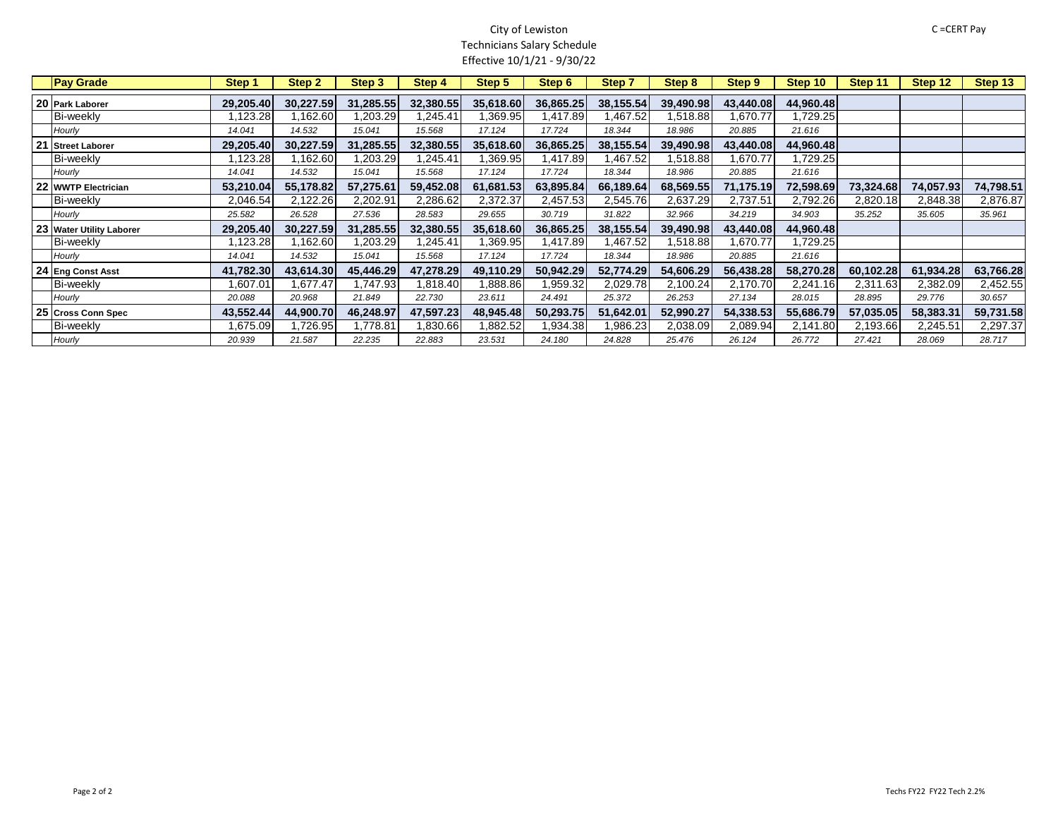City of Lewiston
Technicians Salary Schedule
Effective 10/1/21 - 9/30/22

C =CERT Pay

| | Pay Grade | Step 1 | Step 2 | Step 3 | Step 4 | Step 5 | Step 6 | Step 7 | Step 8 | Step 9 | Step 10 | Step 11 | Step 12 | Step 13 |
|---|---|---|---|---|---|---|---|---|---|---|---|---|---|---|
| 20 | **Park Laborer** | **29,205.40** | **30,227.59** | **31,285.55** | **32,380.55** | **35,618.60** | **36,865.25** | **38,155.54** | **39,490.98** | **43,440.08** | **44,960.48** | | | |
| | Bi-weekly | 1,123.28 | 1,162.60 | 1,203.29 | 1,245.41 | 1,369.95 | 1,417.89 | 1,467.52 | 1,518.88 | 1,670.77 | 1,729.25 | | | |
| | *Hourly* | *14.041* | *14.532* | *15.041* | *15.568* | *17.124* | *17.724* | *18.344* | *18.986* | *20.885* | *21.616* | | | |
| 21 | **Street Laborer** | **29,205.40** | **30,227.59** | **31,285.55** | **32,380.55** | **35,618.60** | **36,865.25** | **38,155.54** | **39,490.98** | **43,440.08** | **44,960.48** | | | |
| | Bi-weekly | 1,123.28 | 1,162.60 | 1,203.29 | 1,245.41 | 1,369.95 | 1,417.89 | 1,467.52 | 1,518.88 | 1,670.77 | 1,729.25 | | | |
| | *Hourly* | *14.041* | *14.532* | *15.041* | *15.568* | *17.124* | *17.724* | *18.344* | *18.986* | *20.885* | *21.616* | | | |
| 22 | **WWTP Electrician** | **53,210.04** | **55,178.82** | **57,275.61** | **59,452.08** | **61,681.53** | **63,895.84** | **66,189.64** | **68,569.55** | **71,175.19** | **72,598.69** | **73,324.68** | **74,057.93** | **74,798.51** |
| | Bi-weekly | 2,046.54 | 2,122.26 | 2,202.91 | 2,286.62 | 2,372.37 | 2,457.53 | 2,545.76 | 2,637.29 | 2,737.51 | 2,792.26 | 2,820.18 | 2,848.38 | 2,876.87 |
| | *Hourly* | *25.582* | *26.528* | *27.536* | *28.583* | *29.655* | *30.719* | *31.822* | *32.966* | *34.219* | *34.903* | *35.252* | *35.605* | *35.961* |
| 23 | **Water Utility Laborer** | **29,205.40** | **30,227.59** | **31,285.55** | **32,380.55** | **35,618.60** | **36,865.25** | **38,155.54** | **39,490.98** | **43,440.08** | **44,960.48** | | | |
| | Bi-weekly | 1,123.28 | 1,162.60 | 1,203.29 | 1,245.41 | 1,369.95 | 1,417.89 | 1,467.52 | 1,518.88 | 1,670.77 | 1,729.25 | | | |
| | *Hourly* | *14.041* | *14.532* | *15.041* | *15.568* | *17.124* | *17.724* | *18.344* | *18.986* | *20.885* | *21.616* | | | |
| 24 | **Eng Const Asst** | **41,782.30** | **43,614.30** | **45,446.29** | **47,278.29** | **49,110.29** | **50,942.29** | **52,774.29** | **54,606.29** | **56,438.28** | **58,270.28** | **60,102.28** | **61,934.28** | **63,766.28** |
| | Bi-weekly | 1,607.01 | 1,677.47 | 1,747.93 | 1,818.40 | 1,888.86 | 1,959.32 | 2,029.78 | 2,100.24 | 2,170.70 | 2,241.16 | 2,311.63 | 2,382.09 | 2,452.55 |
| | *Hourly* | *20.088* | *20.968* | *21.849* | *22.730* | *23.611* | *24.491* | *25.372* | *26.253* | *27.134* | *28.015* | *28.895* | *29.776* | *30.657* |
| 25 | **Cross Conn Spec** | **43,552.44** | **44,900.70** | **46,248.97** | **47,597.23** | **48,945.48** | **50,293.75** | **51,642.01** | **52,990.27** | **54,338.53** | **55,686.79** | **57,035.05** | **58,383.31** | **59,731.58** |
| | Bi-weekly | 1,675.09 | 1,726.95 | 1,778.81 | 1,830.66 | 1,882.52 | 1,934.38 | 1,986.23 | 2,038.09 | 2,089.94 | 2,141.80 | 2,193.66 | 2,245.51 | 2,297.37 |
| | *Hourly* | *20.939* | *21.587* | *22.235* | *22.883* | *23.531* | *24.180* | *24.828* | *25.476* | *26.124* | *26.772* | *27.421* | *28.069* | *28.717* |

Techs FY22 FY22 Tech 2.2%